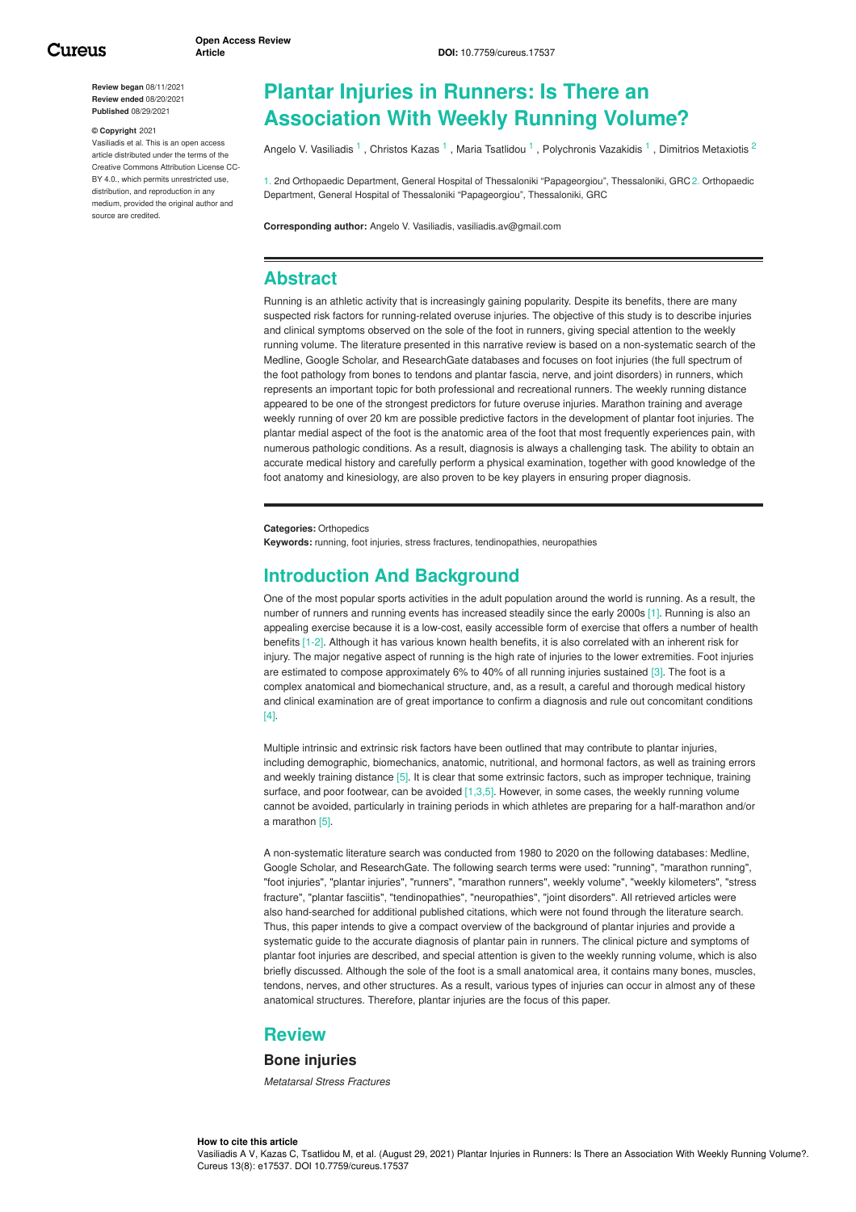Open Access Review Article

DOI: 10.7759/cureus.17537

**Review began** 08/11/2021
**Review ended** 08/20/2021
**Published** 08/29/2021

**© Copyright** 2021
Vasiliadis et al. This is an open access article distributed under the terms of the Creative Commons Attribution License CC-BY 4.0., which permits unrestricted use, distribution, and reproduction in any medium, provided the original author and source are credited.

# Plantar Injuries in Runners: Is There an Association With Weekly Running Volume?

Angelo V. Vasiliadis [1] , Christos Kazas [1] , Maria Tsatlidou [1] , Polychronis Vazakidis [1] , Dimitrios Metaxiotis [2]

1. 2nd Orthopaedic Department, General Hospital of Thessaloniki "Papageorgiou", Thessaloniki, GRC 2. Orthopaedic Department, General Hospital of Thessaloniki "Papageorgiou", Thessaloniki, GRC

**Corresponding author:** Angelo V. Vasiliadis, vasiliadis.av@gmail.com

## Abstract

Running is an athletic activity that is increasingly gaining popularity. Despite its benefits, there are many suspected risk factors for running-related overuse injuries. The objective of this study is to describe injuries and clinical symptoms observed on the sole of the foot in runners, giving special attention to the weekly running volume. The literature presented in this narrative review is based on a non-systematic search of the Medline, Google Scholar, and ResearchGate databases and focuses on foot injuries (the full spectrum of the foot pathology from bones to tendons and plantar fascia, nerve, and joint disorders) in runners, which represents an important topic for both professional and recreational runners. The weekly running distance appeared to be one of the strongest predictors for future overuse injuries. Marathon training and average weekly running of over 20 km are possible predictive factors in the development of plantar foot injuries. The plantar medial aspect of the foot is the anatomic area of the foot that most frequently experiences pain, with numerous pathologic conditions. As a result, diagnosis is always a challenging task. The ability to obtain an accurate medical history and carefully perform a physical examination, together with good knowledge of the foot anatomy and kinesiology, are also proven to be key players in ensuring proper diagnosis.

**Categories:** Orthopedics
**Keywords:** running, foot injuries, stress fractures, tendinopathies, neuropathies

## Introduction And Background

One of the most popular sports activities in the adult population around the world is running. As a result, the number of runners and running events has increased steadily since the early 2000s [1]. Running is also an appealing exercise because it is a low-cost, easily accessible form of exercise that offers a number of health benefits [1-2]. Although it has various known health benefits, it is also correlated with an inherent risk for injury. The major negative aspect of running is the high rate of injuries to the lower extremities. Foot injuries are estimated to compose approximately 6% to 40% of all running injuries sustained [3]. The foot is a complex anatomical and biomechanical structure, and, as a result, a careful and thorough medical history and clinical examination are of great importance to confirm a diagnosis and rule out concomitant conditions [4].

Multiple intrinsic and extrinsic risk factors have been outlined that may contribute to plantar injuries, including demographic, biomechanics, anatomic, nutritional, and hormonal factors, as well as training errors and weekly training distance [5]. It is clear that some extrinsic factors, such as improper technique, training surface, and poor footwear, can be avoided [1,3,5]. However, in some cases, the weekly running volume cannot be avoided, particularly in training periods in which athletes are preparing for a half-marathon and/or a marathon [5].

A non-systematic literature search was conducted from 1980 to 2020 on the following databases: Medline, Google Scholar, and ResearchGate. The following search terms were used: "running", "marathon running", "foot injuries", "plantar injuries", "runners", "marathon runners", weekly volume", "weekly kilometers", "stress fracture", "plantar fasciitis", "tendinopathies", "neuropathies", "joint disorders". All retrieved articles were also hand-searched for additional published citations, which were not found through the literature search. Thus, this paper intends to give a compact overview of the background of plantar injuries and provide a systematic guide to the accurate diagnosis of plantar pain in runners. The clinical picture and symptoms of plantar foot injuries are described, and special attention is given to the weekly running volume, which is also briefly discussed. Although the sole of the foot is a small anatomical area, it contains many bones, muscles, tendons, nerves, and other structures. As a result, various types of injuries can occur in almost any of these anatomical structures. Therefore, plantar injuries are the focus of this paper.

## Review

### Bone injuries

*Metatarsal Stress Fractures*

**How to cite this article**
Vasiliadis A V, Kazas C, Tsatlidou M, et al. (August 29, 2021) Plantar Injuries in Runners: Is There an Association With Weekly Running Volume?. Cureus 13(8): e17537. DOI 10.7759/cureus.17537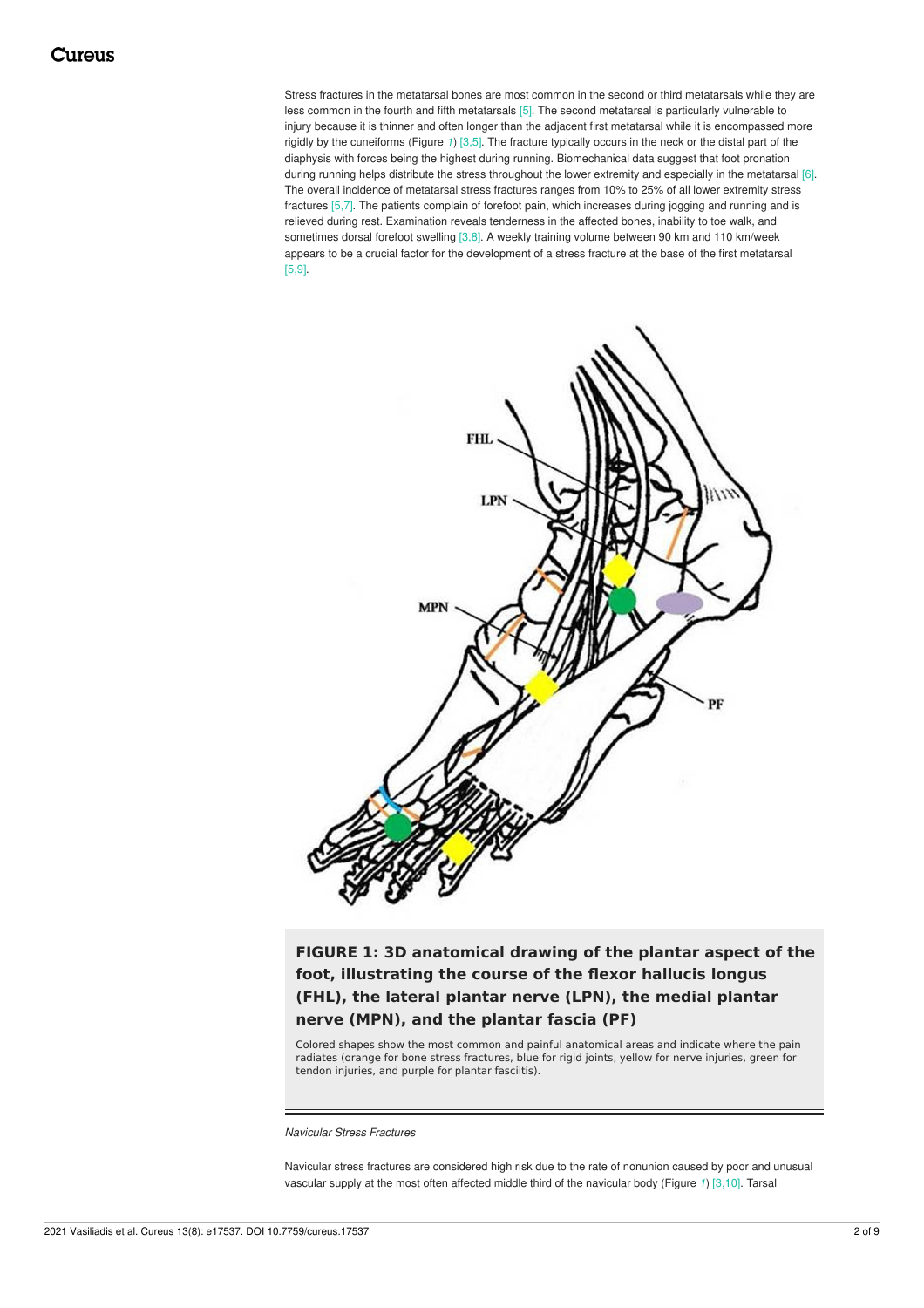Stress fractures in the metatarsal bones are most common in the second or third metatarsals while they are less common in the fourth and fifth metatarsals [5]. The second metatarsal is particularly vulnerable to injury because it is thinner and often longer than the adjacent first metatarsal while it is encompassed more rigidly by the cuneiforms (Figure 1) [3,5]. The fracture typically occurs in the neck or the distal part of the diaphysis with forces being the highest during running. Biomechanical data suggest that foot pronation during running helps distribute the stress throughout the lower extremity and especially in the metatarsal [6]. The overall incidence of metatarsal stress fractures ranges from 10% to 25% of all lower extremity stress fractures [5,7]. The patients complain of forefoot pain, which increases during jogging and running and is relieved during rest. Examination reveals tenderness in the affected bones, inability to toe walk, and sometimes dorsal forefoot swelling [3,8]. A weekly training volume between 90 km and 110 km/week appears to be a crucial factor for the development of a stress fracture at the base of the first metatarsal [5,9].

**FIGURE 1: 3D anatomical drawing of the plantar aspect of the foot, illustrating the course of the flexor hallucis longus (FHL), the lateral plantar nerve (LPN), the medial plantar nerve (MPN), and the plantar fascia (PF)**

Colored shapes show the most common and painful anatomical areas and indicate where the pain radiates (orange for bone stress fractures, blue for rigid joints, yellow for nerve injuries, green for tendon injuries, and purple for plantar fasciitis).

*Navicular Stress Fractures*

Navicular stress fractures are considered high risk due to the rate of nonunion caused by poor and unusual vascular supply at the most often affected middle third of the navicular body (Figure 1) [3,10]. Tarsal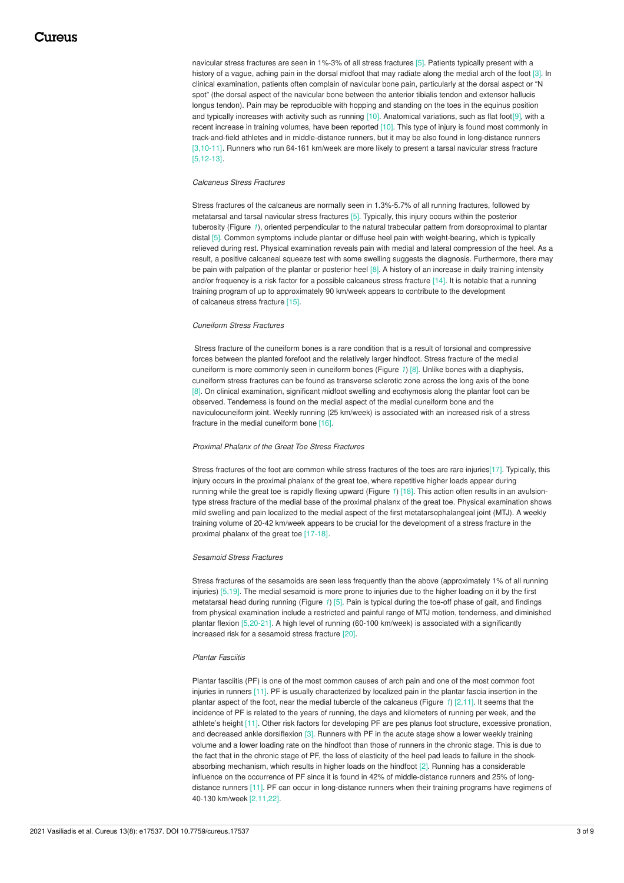navicular stress fractures are seen in 1%-3% of all stress fractures [5]. Patients typically present with a history of a vague, aching pain in the dorsal midfoot that may radiate along the medial arch of the foot [3]. In clinical examination, patients often complain of navicular bone pain, particularly at the dorsal aspect or "N spot" (the dorsal aspect of the navicular bone between the anterior tibialis tendon and extensor hallucis longus tendon). Pain may be reproducible with hopping and standing on the toes in the equinus position and typically increases with activity such as running [10]. Anatomical variations, such as flat foot[9], with a recent increase in training volumes, have been reported [10]. This type of injury is found most commonly in track-and-field athletes and in middle-distance runners, but it may be also found in long-distance runners [3,10-11]. Runners who run 64-161 km/week are more likely to present a tarsal navicular stress fracture [5,12-13].

*Calcaneus Stress Fractures*

Stress fractures of the calcaneus are normally seen in 1.3%-5.7% of all running fractures, followed by metatarsal and tarsal navicular stress fractures [5]. Typically, this injury occurs within the posterior tuberosity (Figure *1*), oriented perpendicular to the natural trabecular pattern from dorsoproximal to plantar distal [5]. Common symptoms include plantar or diffuse heel pain with weight-bearing, which is typically relieved during rest. Physical examination reveals pain with medial and lateral compression of the heel. As a result, a positive calcaneal squeeze test with some swelling suggests the diagnosis. Furthermore, there may be pain with palpation of the plantar or posterior heel [8]. A history of an increase in daily training intensity and/or frequency is a risk factor for a possible calcaneus stress fracture [14]. It is notable that a running training program of up to approximately 90 km/week appears to contribute to the development of calcaneus stress fracture [15].

*Cuneiform Stress Fractures*

Stress fracture of the cuneiform bones is a rare condition that is a result of torsional and compressive forces between the planted forefoot and the relatively larger hindfoot. Stress fracture of the medial cuneiform is more commonly seen in cuneiform bones (Figure *1*) [8]. Unlike bones with a diaphysis, cuneiform stress fractures can be found as transverse sclerotic zone across the long axis of the bone [8]. On clinical examination, significant midfoot swelling and ecchymosis along the plantar foot can be observed. Tenderness is found on the medial aspect of the medial cuneiform bone and the naviculocuneiform joint. Weekly running (25 km/week) is associated with an increased risk of a stress fracture in the medial cuneiform bone [16].

*Proximal Phalanx of the Great Toe Stress Fractures*

Stress fractures of the foot are common while stress fractures of the toes are rare injuries[17]. Typically, this injury occurs in the proximal phalanx of the great toe, where repetitive higher loads appear during running while the great toe is rapidly flexing upward (Figure *1*) [18]. This action often results in an avulsion-type stress fracture of the medial base of the proximal phalanx of the great toe. Physical examination shows mild swelling and pain localized to the medial aspect of the first metatarsophalangeal joint (MTJ). A weekly training volume of 20-42 km/week appears to be crucial for the development of a stress fracture in the proximal phalanx of the great toe [17-18].

*Sesamoid Stress Fractures*

Stress fractures of the sesamoids are seen less frequently than the above (approximately 1% of all running injuries) [5,19]. The medial sesamoid is more prone to injuries due to the higher loading on it by the first metatarsal head during running (Figure *1*) [5]. Pain is typical during the toe-off phase of gait, and findings from physical examination include a restricted and painful range of MTJ motion, tenderness, and diminished plantar flexion [5,20-21]. A high level of running (60-100 km/week) is associated with a significantly increased risk for a sesamoid stress fracture [20].

*Plantar Fasciitis*

Plantar fasciitis (PF) is one of the most common causes of arch pain and one of the most common foot injuries in runners [11]. PF is usually characterized by localized pain in the plantar fascia insertion in the plantar aspect of the foot, near the medial tubercle of the calcaneus (Figure *1*) [2,11]. It seems that the incidence of PF is related to the years of running, the days and kilometers of running per week, and the athlete's height [11]. Other risk factors for developing PF are pes planus foot structure, excessive pronation, and decreased ankle dorsiflexion [3]. Runners with PF in the acute stage show a lower weekly training volume and a lower loading rate on the hindfoot than those of runners in the chronic stage. This is due to the fact that in the chronic stage of PF, the loss of elasticity of the heel pad leads to failure in the shock-absorbing mechanism, which results in higher loads on the hindfoot [2]. Running has a considerable influence on the occurrence of PF since it is found in 42% of middle-distance runners and 25% of long-distance runners [11]. PF can occur in long-distance runners when their training programs have regimens of 40-130 km/week [2,11,22].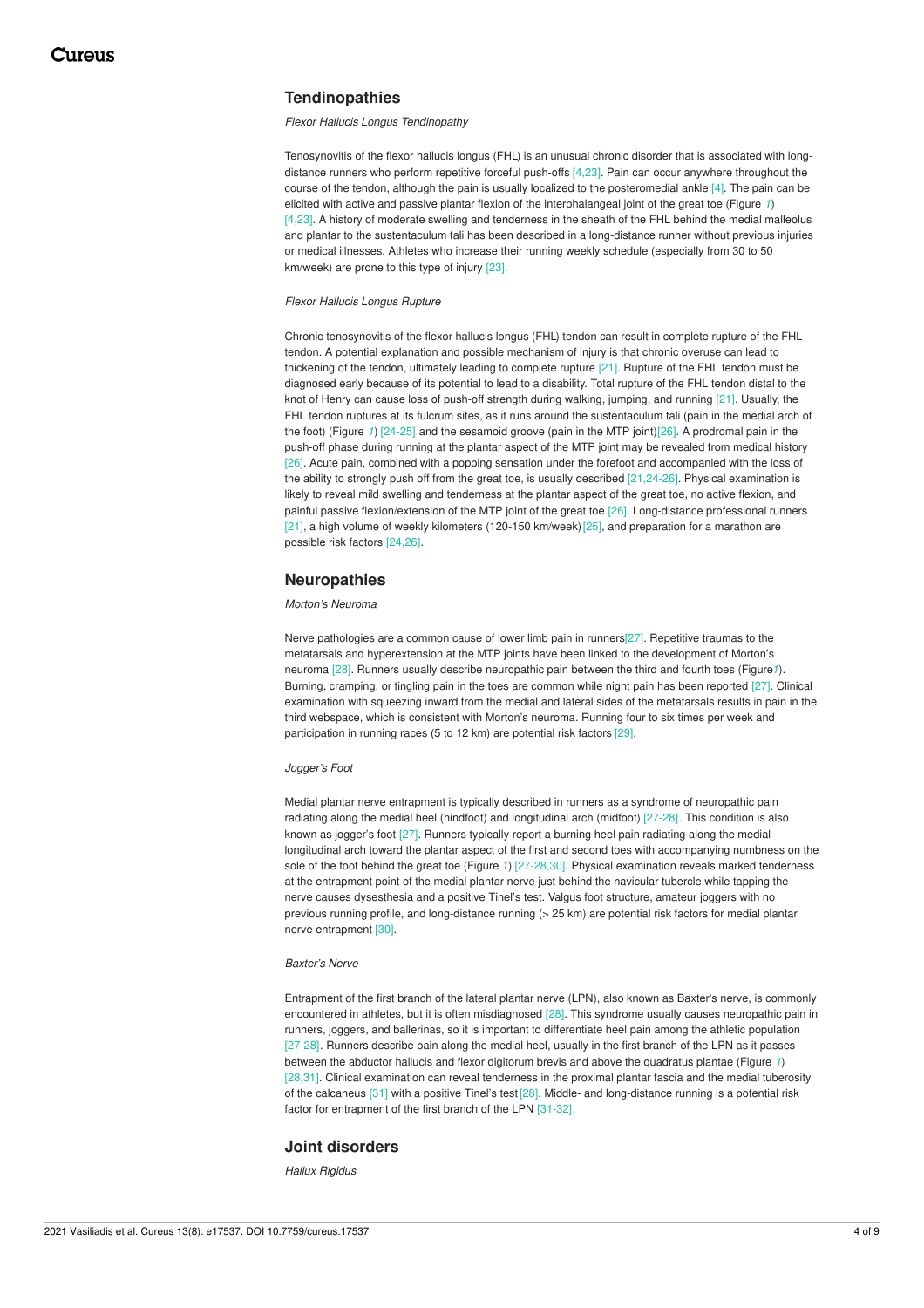## Tendinopathies

### *Flexor Hallucis Longus Tendinopathy*

Tenosynovitis of the flexor hallucis longus (FHL) is an unusual chronic disorder that is associated with long-distance runners who perform repetitive forceful push-offs [4,23]. Pain can occur anywhere throughout the course of the tendon, although the pain is usually localized to the posteromedial ankle [4]. The pain can be elicited with active and passive plantar flexion of the interphalangeal joint of the great toe (Figure *1*) [4,23]. A history of moderate swelling and tenderness in the sheath of the FHL behind the medial malleolus and plantar to the sustentaculum tali has been described in a long-distance runner without previous injuries or medical illnesses. Athletes who increase their running weekly schedule (especially from 30 to 50 km/week) are prone to this type of injury [23].

### *Flexor Hallucis Longus Rupture*

Chronic tenosynovitis of the flexor hallucis longus (FHL) tendon can result in complete rupture of the FHL tendon. A potential explanation and possible mechanism of injury is that chronic overuse can lead to thickening of the tendon, ultimately leading to complete rupture [21]. Rupture of the FHL tendon must be diagnosed early because of its potential to lead to a disability. Total rupture of the FHL tendon distal to the knot of Henry can cause loss of push-off strength during walking, jumping, and running [21]. Usually, the FHL tendon ruptures at its fulcrum sites, as it runs around the sustentaculum tali (pain in the medial arch of the foot) (Figure *1*) [24-25] and the sesamoid groove (pain in the MTP joint)[26]. A prodromal pain in the push-off phase during running at the plantar aspect of the MTP joint may be revealed from medical history [26]. Acute pain, combined with a popping sensation under the forefoot and accompanied with the loss of the ability to strongly push off from the great toe, is usually described [21,24-26]. Physical examination is likely to reveal mild swelling and tenderness at the plantar aspect of the great toe, no active flexion, and painful passive flexion/extension of the MTP joint of the great toe [26]. Long-distance professional runners [21], a high volume of weekly kilometers (120-150 km/week) [25], and preparation for a marathon are possible risk factors [24,26].

## Neuropathies

### *Morton's Neuroma*

Nerve pathologies are a common cause of lower limb pain in runners[27]. Repetitive traumas to the metatarsals and hyperextension at the MTP joints have been linked to the development of Morton's neuroma [28]. Runners usually describe neuropathic pain between the third and fourth toes (Figure*1*). Burning, cramping, or tingling pain in the toes are common while night pain has been reported [27]. Clinical examination with squeezing inward from the medial and lateral sides of the metatarsals results in pain in the third webspace, which is consistent with Morton's neuroma. Running four to six times per week and participation in running races (5 to 12 km) are potential risk factors [29].

### *Jogger's Foot*

Medial plantar nerve entrapment is typically described in runners as a syndrome of neuropathic pain radiating along the medial heel (hindfoot) and longitudinal arch (midfoot) [27-28]. This condition is also known as jogger's foot [27]. Runners typically report a burning heel pain radiating along the medial longitudinal arch toward the plantar aspect of the first and second toes with accompanying numbness on the sole of the foot behind the great toe (Figure *1*) [27-28,30]. Physical examination reveals marked tenderness at the entrapment point of the medial plantar nerve just behind the navicular tubercle while tapping the nerve causes dysesthesia and a positive Tinel's test. Valgus foot structure, amateur joggers with no previous running profile, and long-distance running (> 25 km) are potential risk factors for medial plantar nerve entrapment [30].

### *Baxter's Nerve*

Entrapment of the first branch of the lateral plantar nerve (LPN), also known as Baxter's nerve, is commonly encountered in athletes, but it is often misdiagnosed [28]. This syndrome usually causes neuropathic pain in runners, joggers, and ballerinas, so it is important to differentiate heel pain among the athletic population [27-28]. Runners describe pain along the medial heel, usually in the first branch of the LPN as it passes between the abductor hallucis and flexor digitorum brevis and above the quadratus plantae (Figure *1*) [28,31]. Clinical examination can reveal tenderness in the proximal plantar fascia and the medial tuberosity of the calcaneus [31] with a positive Tinel's test [28]. Middle- and long-distance running is a potential risk factor for entrapment of the first branch of the LPN [31-32].

## Joint disorders

### *Hallux Rigidus*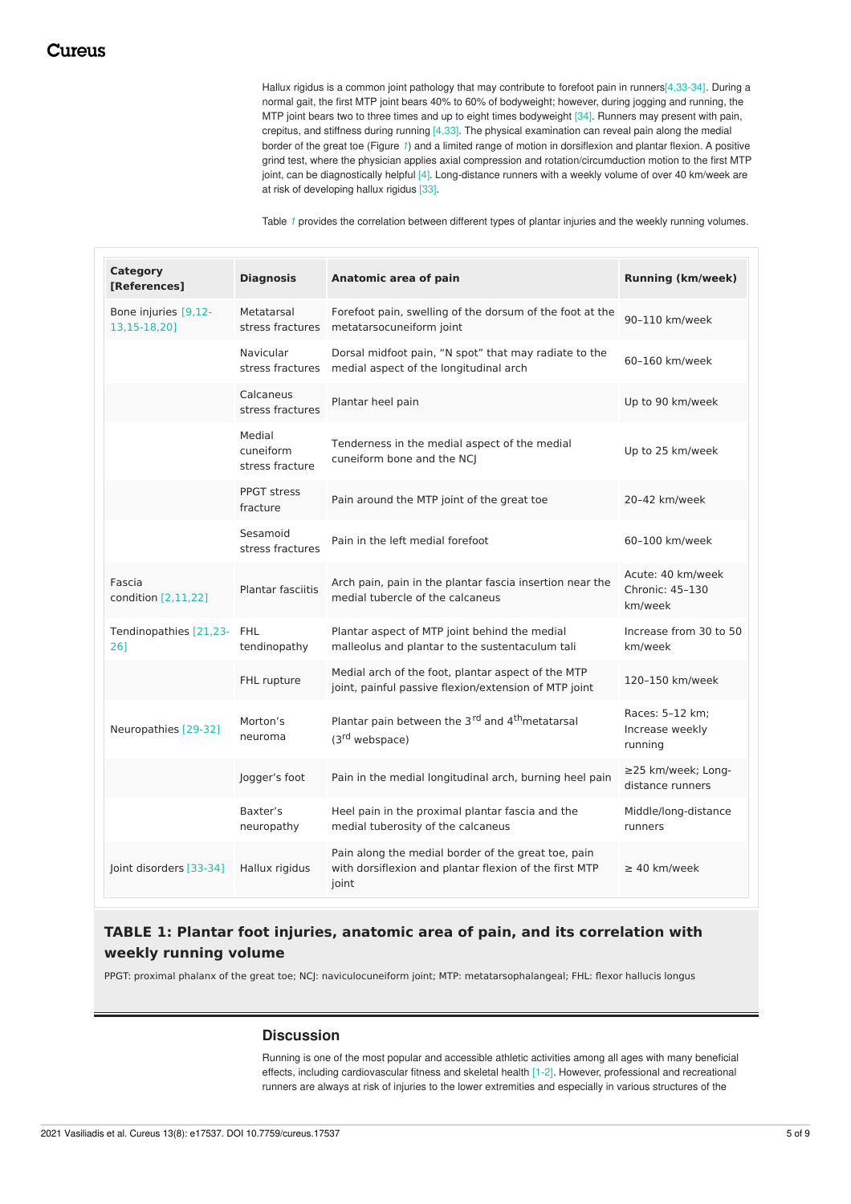Hallux rigidus is a common joint pathology that may contribute to forefoot pain in runners[4,33-34]. During a normal gait, the first MTP joint bears 40% to 60% of bodyweight; however, during jogging and running, the MTP joint bears two to three times and up to eight times bodyweight [34]. Runners may present with pain, crepitus, and stiffness during running [4,33]. The physical examination can reveal pain along the medial border of the great toe (Figure 1) and a limited range of motion in dorsiflexion and plantar flexion. A positive grind test, where the physician applies axial compression and rotation/circumduction motion to the first MTP joint, can be diagnostically helpful [4]. Long-distance runners with a weekly volume of over 40 km/week are at risk of developing hallux rigidus [33].

Table 1 provides the correlation between different types of plantar injuries and the weekly running volumes.

| Category [References] | Diagnosis | Anatomic area of pain | Running (km/week) |
|---|---|---|---|
| Bone injuries [9,12-13,15-18,20] | Metatarsal stress fractures | Forefoot pain, swelling of the dorsum of the foot at the metatarsocuneiform joint | 90–110 km/week |
| | Navicular stress fractures | Dorsal midfoot pain, “N spot” that may radiate to the medial aspect of the longitudinal arch | 60–160 km/week |
| | Calcaneus stress fractures | Plantar heel pain | Up to 90 km/week |
| | Medial cuneiform stress fracture | Tenderness in the medial aspect of the medial cuneiform bone and the NCJ | Up to 25 km/week |
| | PPGT stress fracture | Pain around the MTP joint of the great toe | 20–42 km/week |
| | Sesamoid stress fractures | Pain in the left medial forefoot | 60–100 km/week |
| Fascia condition [2,11,22] | Plantar fasciitis | Arch pain, pain in the plantar fascia insertion near the medial tubercle of the calcaneus | Acute: 40 km/week Chronic: 45–130 km/week |
| Tendinopathies [21,23-26] | FHL tendinopathy | Plantar aspect of MTP joint behind the medial malleolus and plantar to the sustentaculum tali | Increase from 30 to 50 km/week |
| | FHL rupture | Medial arch of the foot, plantar aspect of the MTP joint, painful passive flexion/extension of MTP joint | 120–150 km/week |
| Neuropathies [29-32] | Morton’s neuroma | Plantar pain between the 3rd and 4th metatarsal (3rd webspace) | Races: 5–12 km; Increase weekly running |
| | Jogger’s foot | Pain in the medial longitudinal arch, burning heel pain | ≥25 km/week; Long-distance runners |
| | Baxter’s neuropathy | Heel pain in the proximal plantar fascia and the medial tuberosity of the calcaneus | Middle/long-distance runners |
| Joint disorders [33-34] | Hallux rigidus | Pain along the medial border of the great toe, pain with dorsiflexion and plantar flexion of the first MTP joint | ≥ 40 km/week |

**TABLE 1: Plantar foot injuries, anatomic area of pain, and its correlation with weekly running volume**

PPGT: proximal phalanx of the great toe; NCJ: naviculocuneiform joint; MTP: metatarsophalangeal; FHL: flexor hallucis longus

## Discussion

Running is one of the most popular and accessible athletic activities among all ages with many beneficial effects, including cardiovascular fitness and skeletal health [1-2]. However, professional and recreational runners are always at risk of injuries to the lower extremities and especially in various structures of the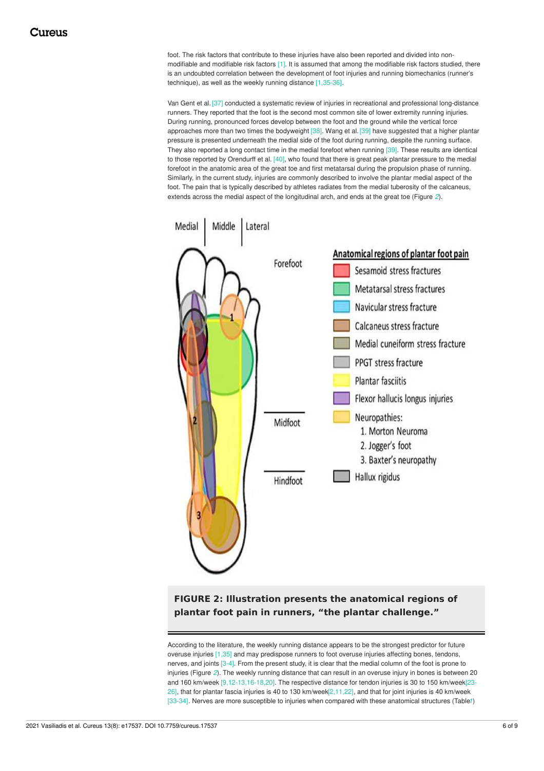foot. The risk factors that contribute to these injuries have also been reported and divided into non-modifiable and modifiable risk factors [1]. It is assumed that among the modifiable risk factors studied, there is an undoubted correlation between the development of foot injuries and running biomechanics (runner's technique), as well as the weekly running distance [1,35-36].

Van Gent et al. [37] conducted a systematic review of injuries in recreational and professional long-distance runners. They reported that the foot is the second most common site of lower extremity running injuries. During running, pronounced forces develop between the foot and the ground while the vertical force approaches more than two times the bodyweight [38]. Wang et al. [39] have suggested that a higher plantar pressure is presented underneath the medial side of the foot during running, despite the running surface. They also reported a long contact time in the medial forefoot when running [39]. These results are identical to those reported by Orendurff et al. [40], who found that there is great peak plantar pressure to the medial forefoot in the anatomic area of the great toe and first metatarsal during the propulsion phase of running. Similarly, in the current study, injuries are commonly described to involve the plantar medial aspect of the foot. The pain that is typically described by athletes radiates from the medial tuberosity of the calcaneus, extends across the medial aspect of the longitudinal arch, and ends at the great toe (Figure 2).

**FIGURE 2: Illustration presents the anatomical regions of plantar foot pain in runners, "the plantar challenge."**

According to the literature, the weekly running distance appears to be the strongest predictor for future overuse injuries [1,35] and may predispose runners to foot overuse injuries affecting bones, tendons, nerves, and joints [3-4]. From the present study, it is clear that the medial column of the foot is prone to injuries (Figure 2). The weekly running distance that can result in an overuse injury in bones is between 20 and 160 km/week [9,12-13,16-18,20]. The respective distance for tendon injuries is 30 to 150 km/week[23-26], that for plantar fascia injuries is 40 to 130 km/week[2,11,22], and that for joint injuries is 40 km/week [33-34]. Nerves are more susceptible to injuries when compared with these anatomical structures (Table1)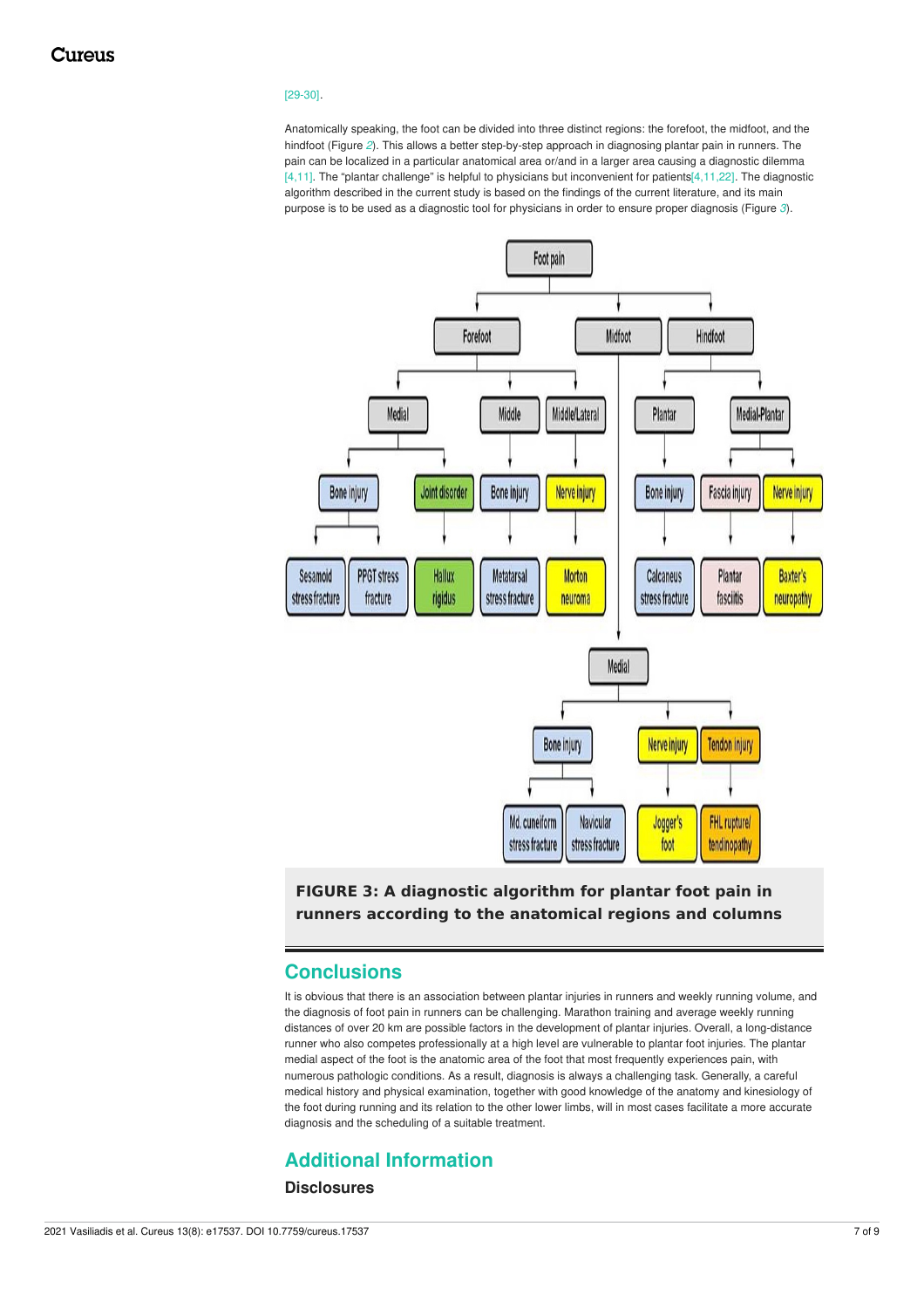[29-30].

Anatomically speaking, the foot can be divided into three distinct regions: the forefoot, the midfoot, and the hindfoot (Figure 2). This allows a better step-by-step approach in diagnosing plantar pain in runners. The pain can be localized in a particular anatomical area or/and in a larger area causing a diagnostic dilemma [4,11]. The "plantar challenge" is helpful to physicians but inconvenient for patients[4,11,22]. The diagnostic algorithm described in the current study is based on the findings of the current literature, and its main purpose is to be used as a diagnostic tool for physicians in order to ensure proper diagnosis (Figure 3).

**FIGURE 3: A diagnostic algorithm for plantar foot pain in runners according to the anatomical regions and columns**

## Conclusions

It is obvious that there is an association between plantar injuries in runners and weekly running volume, and the diagnosis of foot pain in runners can be challenging. Marathon training and average weekly running distances of over 20 km are possible factors in the development of plantar injuries. Overall, a long-distance runner who also competes professionally at a high level are vulnerable to plantar foot injuries. The plantar medial aspect of the foot is the anatomic area of the foot that most frequently experiences pain, with numerous pathologic conditions. As a result, diagnosis is always a challenging task. Generally, a careful medical history and physical examination, together with good knowledge of the anatomy and kinesiology of the foot during running and its relation to the other lower limbs, will in most cases facilitate a more accurate diagnosis and the scheduling of a suitable treatment.

## Additional Information

### Disclosures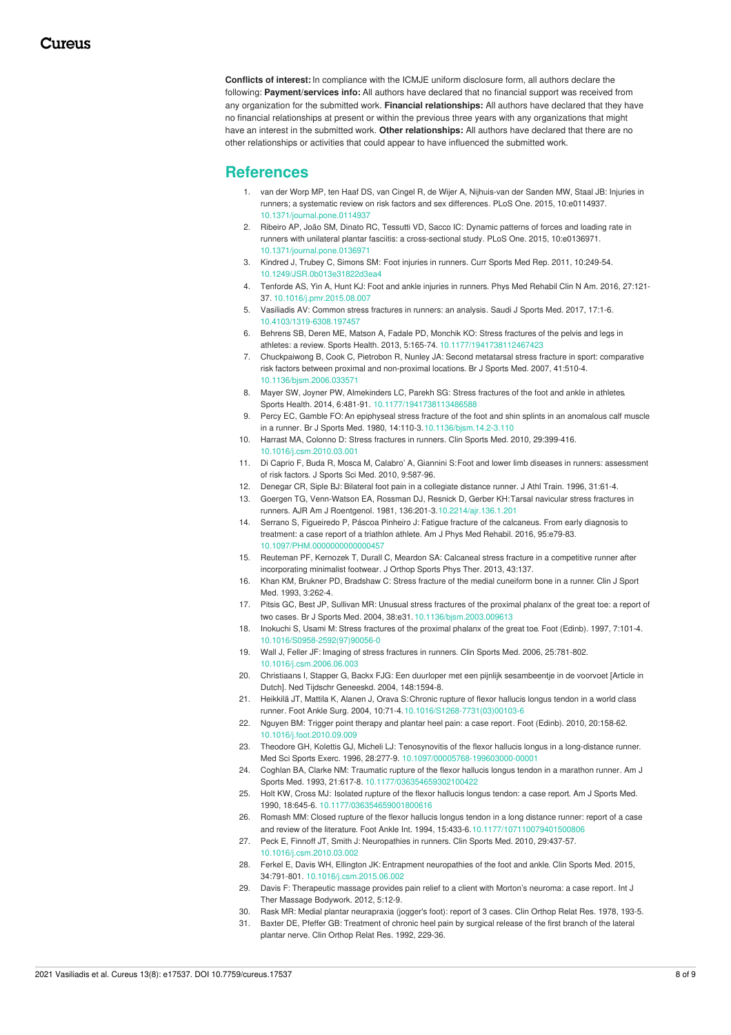**Conflicts of interest:** In compliance with the ICMJE uniform disclosure form, all authors declare the following: **Payment/services info:** All authors have declared that no financial support was received from any organization for the submitted work. **Financial relationships:** All authors have declared that they have no financial relationships at present or within the previous three years with any organizations that might have an interest in the submitted work. **Other relationships:** All authors have declared that there are no other relationships or activities that could appear to have influenced the submitted work.

## References

1. van der Worp MP, ten Haaf DS, van Cingel R, de Wijer A, Nijhuis-van der Sanden MW, Staal JB: Injuries in runners; a systematic review on risk factors and sex differences. PLoS One. 2015, 10:e0114937. 10.1371/journal.pone.0114937
2. Ribeiro AP, João SM, Dinato RC, Tessutti VD, Sacco IC: Dynamic patterns of forces and loading rate in runners with unilateral plantar fasciitis: a cross-sectional study. PLoS One. 2015, 10:e0136971. 10.1371/journal.pone.0136971
3. Kindred J, Trubey C, Simons SM: Foot injuries in runners. Curr Sports Med Rep. 2011, 10:249-54. 10.1249/JSR.0b013e31822d3ea4
4. Tenforde AS, Yin A, Hunt KJ: Foot and ankle injuries in runners. Phys Med Rehabil Clin N Am. 2016, 27:121-37. 10.1016/j.pmr.2015.08.007
5. Vasiliadis AV: Common stress fractures in runners: an analysis. Saudi J Sports Med. 2017, 17:1-6. 10.4103/1319-6308.197457
6. Behrens SB, Deren ME, Matson A, Fadale PD, Monchik KO: Stress fractures of the pelvis and legs in athletes: a review. Sports Health. 2013, 5:165-74. 10.1177/1941738112467423
7. Chuckpaiwong B, Cook C, Pietrobon R, Nunley JA: Second metatarsal stress fracture in sport: comparative risk factors between proximal and non-proximal locations. Br J Sports Med. 2007, 41:510-4. 10.1136/bjsm.2006.033571
8. Mayer SW, Joyner PW, Almekinders LC, Parekh SG: Stress fractures of the foot and ankle in athletes. Sports Health. 2014, 6:481-91. 10.1177/1941738113486588
9. Percy EC, Gamble FO: An epiphyseal stress fracture of the foot and shin splints in an anomalous calf muscle in a runner. Br J Sports Med. 1980, 14:110-3. 10.1136/bjsm.14.2-3.110
10. Harrast MA, Colonno D: Stress fractures in runners. Clin Sports Med. 2010, 29:399-416. 10.1016/j.csm.2010.03.001
11. Di Caprio F, Buda R, Mosca M, Calabro' A, Giannini S: Foot and lower limb diseases in runners: assessment of risk factors. J Sports Sci Med. 2010, 9:587-96.
12. Denegar CR, Siple BJ: Bilateral foot pain in a collegiate distance runner. J Athl Train. 1996, 31:61-4.
13. Goergen TG, Venn-Watson EA, Rossman DJ, Resnick D, Gerber KH: Tarsal navicular stress fractures in runners. AJR Am J Roentgenol. 1981, 136:201-3. 10.2214/ajr.136.1.201
14. Serrano S, Figueiredo P, Páscoa Pinheiro J: Fatigue fracture of the calcaneus. From early diagnosis to treatment: a case report of a triathlon athlete. Am J Phys Med Rehabil. 2016, 95:e79-83. 10.1097/PHM.0000000000000457
15. Reuteman PF, Kernozek T, Durall C, Meardon SA: Calcaneal stress fracture in a competitive runner after incorporating minimalist footwear. J Orthop Sports Phys Ther. 2013, 43:137.
16. Khan KM, Brukner PD, Bradshaw C: Stress fracture of the medial cuneiform bone in a runner. Clin J Sport Med. 1993, 3:262-4.
17. Pitsis GC, Best JP, Sullivan MR: Unusual stress fractures of the proximal phalanx of the great toe: a report of two cases. Br J Sports Med. 2004, 38:e31. 10.1136/bjsm.2003.009613
18. Inokuchi S, Usami M: Stress fractures of the proximal phalanx of the great toe. Foot (Edinb). 1997, 7:101-4. 10.1016/S0958-2592(97)90056-0
19. Wall J, Feller JF: Imaging of stress fractures in runners. Clin Sports Med. 2006, 25:781-802. 10.1016/j.csm.2006.06.003
20. Christiaans I, Stapper G, Backx FJG: Een duurloper met een pijnlijk sesambeentje in de voorvoet [Article in Dutch]. Ned Tijdschr Geneeskd. 2004, 148:1594-8.
21. Heikkilä JT, Mattila K, Alanen J, Orava S: Chronic rupture of flexor hallucis longus tendon in a world class runner. Foot Ankle Surg. 2004, 10:71-4. 10.1016/S1268-7731(03)00103-6
22. Nguyen BM: Trigger point therapy and plantar heel pain: a case report. Foot (Edinb). 2010, 20:158-62. 10.1016/j.foot.2010.09.009
23. Theodore GH, Kolettis GJ, Micheli LJ: Tenosynovitis of the flexor hallucis longus in a long-distance runner. Med Sci Sports Exerc. 1996, 28:277-9. 10.1097/00005768-199603000-00001
24. Coghlan BA, Clarke NM: Traumatic rupture of the flexor hallucis longus tendon in a marathon runner. Am J Sports Med. 1993, 21:617-8. 10.1177/036354659302100422
25. Holt KW, Cross MJ: Isolated rupture of the flexor hallucis longus tendon: a case report. Am J Sports Med. 1990, 18:645-6. 10.1177/036354659001800616
26. Romash MM: Closed rupture of the flexor hallucis longus tendon in a long distance runner: report of a case and review of the literature. Foot Ankle Int. 1994, 15:433-6. 10.1177/107110079401500806
27. Peck E, Finnoff JT, Smith J: Neuropathies in runners. Clin Sports Med. 2010, 29:437-57. 10.1016/j.csm.2010.03.002
28. Ferkel E, Davis WH, Ellington JK: Entrapment neuropathies of the foot and ankle. Clin Sports Med. 2015, 34:791-801. 10.1016/j.csm.2015.06.002
29. Davis F: Therapeutic massage provides pain relief to a client with Morton's neuroma: a case report. Int J Ther Massage Bodywork. 2012, 5:12-9.
30. Rask MR: Medial plantar neurapraxia (jogger's foot): report of 3 cases. Clin Orthop Relat Res. 1978, 193-5.
31. Baxter DE, Pfeffer GB: Treatment of chronic heel pain by surgical release of the first branch of the lateral plantar nerve. Clin Orthop Relat Res. 1992, 229-36.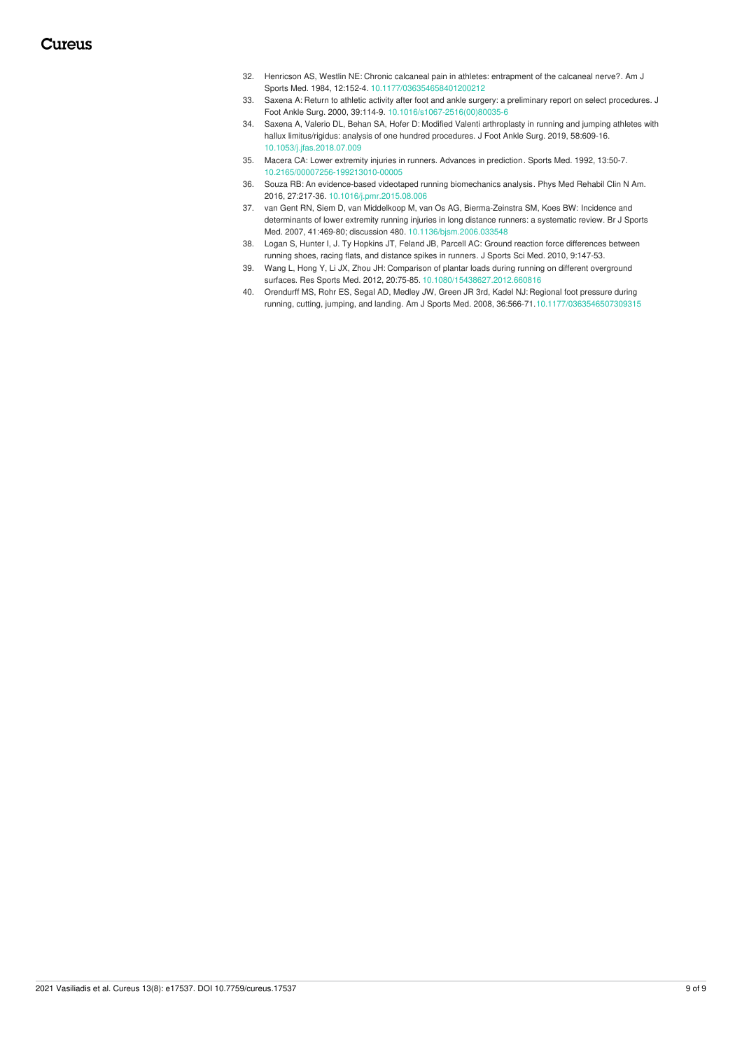32. Henricson AS, Westlin NE: Chronic calcaneal pain in athletes: entrapment of the calcaneal nerve?. Am J Sports Med. 1984, 12:152-4. 10.1177/036354658401200212
33. Saxena A: Return to athletic activity after foot and ankle surgery: a preliminary report on select procedures. J Foot Ankle Surg. 2000, 39:114-9. 10.1016/s1067-2516(00)80035-6
34. Saxena A, Valerio DL, Behan SA, Hofer D: Modified Valenti arthroplasty in running and jumping athletes with hallux limitus/rigidus: analysis of one hundred procedures. J Foot Ankle Surg. 2019, 58:609-16. 10.1053/j.jfas.2018.07.009
35. Macera CA: Lower extremity injuries in runners. Advances in prediction. Sports Med. 1992, 13:50-7. 10.2165/00007256-199213010-00005
36. Souza RB: An evidence-based videotaped running biomechanics analysis. Phys Med Rehabil Clin N Am. 2016, 27:217-36. 10.1016/j.pmr.2015.08.006
37. van Gent RN, Siem D, van Middelkoop M, van Os AG, Bierma-Zeinstra SM, Koes BW: Incidence and determinants of lower extremity running injuries in long distance runners: a systematic review. Br J Sports Med. 2007, 41:469-80; discussion 480. 10.1136/bjsm.2006.033548
38. Logan S, Hunter I, J. Ty Hopkins JT, Feland JB, Parcell AC: Ground reaction force differences between running shoes, racing flats, and distance spikes in runners. J Sports Sci Med. 2010, 9:147-53.
39. Wang L, Hong Y, Li JX, Zhou JH: Comparison of plantar loads during running on different overground surfaces. Res Sports Med. 2012, 20:75-85. 10.1080/15438627.2012.660816
40. Orendurff MS, Rohr ES, Segal AD, Medley JW, Green JR 3rd, Kadel NJ: Regional foot pressure during running, cutting, jumping, and landing. Am J Sports Med. 2008, 36:566-71.10.1177/0363546507309315